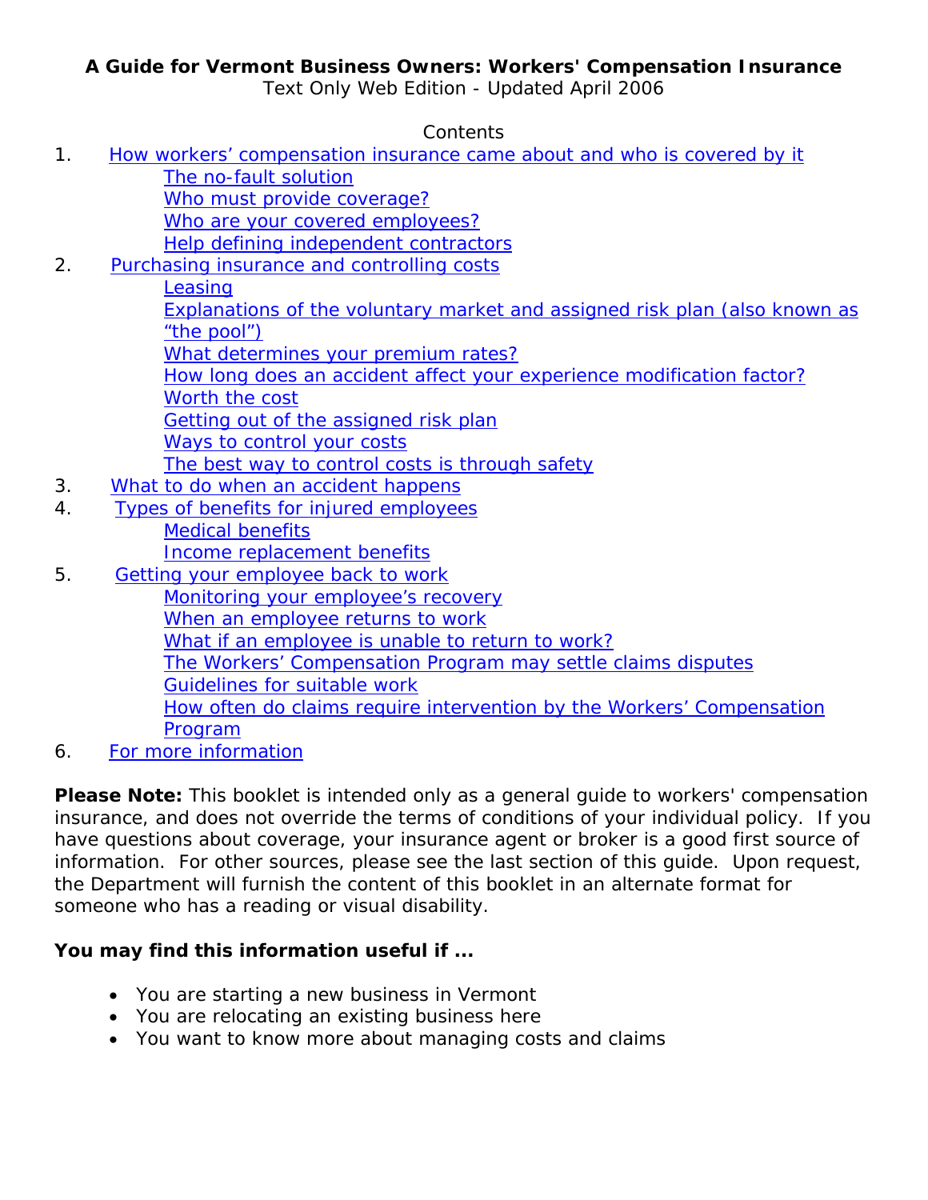**A Guide for Vermont Business Owners: Workers' Compensation Insurance**

Text Only Web Edition - Updated April 2006

Contents

1. How workers' compensation insurance came about and who is covered by it
   - The no-fault solution
   - Who must provide coverage?
   - Who are your covered employees?
   - Help defining independent contractors
2. Purchasing insurance and controlling costs
   - Leasing
   - Explanations of the voluntary market and assigned risk plan (also known as "the pool")
   - What determines your premium rates?
   - How long does an accident affect your experience modification factor?
   - Worth the cost
   - Getting out of the assigned risk plan
   - Ways to control your costs
   - The best way to control costs is through safety
3. What to do when an accident happens
4. Types of benefits for injured employees
   - Medical benefits
   - Income replacement benefits
5. Getting your employee back to work
   - Monitoring your employee's recovery
   - When an employee returns to work
   - What if an employee is unable to return to work?
   - The Workers' Compensation Program may settle claims disputes
   - Guidelines for suitable work
   - How often do claims require intervention by the Workers' Compensation Program
6. For more information

**Please Note:** This booklet is intended only as a general guide to workers' compensation insurance, and does not override the terms of conditions of your individual policy. If you have questions about coverage, your insurance agent or broker is a good first source of information. For other sources, please see the last section of this guide. Upon request, the Department will furnish the content of this booklet in an alternate format for someone who has a reading or visual disability.

**You may find this information useful if ...**

- You are starting a new business in Vermont
- You are relocating an existing business here
- You want to know more about managing costs and claims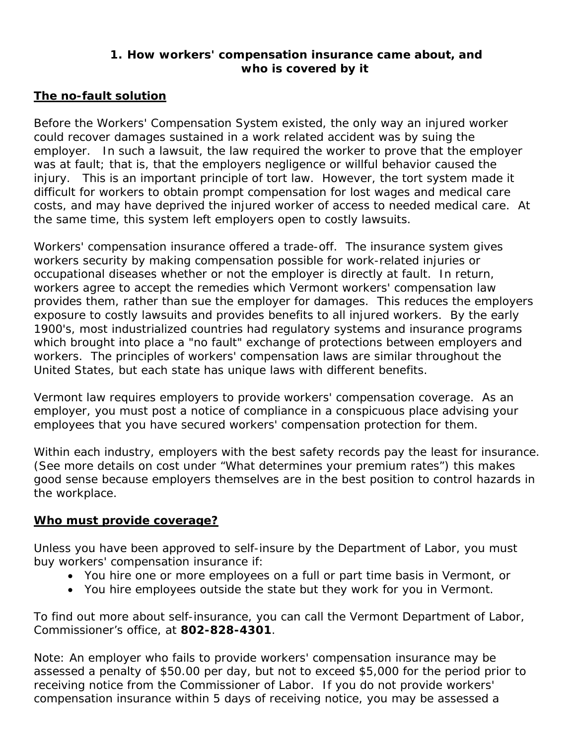## 1. How workers' compensation insurance came about, and who is covered by it

### The no-fault solution

Before the Workers' Compensation System existed, the only way an injured worker could recover damages sustained in a work related accident was by suing the employer. In such a lawsuit, the law required the worker to prove that the employer was at fault; that is, that the employers negligence or willful behavior caused the injury. This is an important principle of tort law. However, the tort system made it difficult for workers to obtain prompt compensation for lost wages and medical care costs, and may have deprived the injured worker of access to needed medical care. At the same time, this system left employers open to costly lawsuits.

Workers' compensation insurance offered a trade-off. The insurance system gives workers security by making compensation possible for work-related injuries or occupational diseases whether or not the employer is directly at fault. In return, workers agree to accept the remedies which Vermont workers' compensation law provides them, rather than sue the employer for damages. This reduces the employers exposure to costly lawsuits and provides benefits to all injured workers. By the early 1900's, most industrialized countries had regulatory systems and insurance programs which brought into place a "no fault" exchange of protections between employers and workers. The principles of workers' compensation laws are similar throughout the United States, but each state has unique laws with different benefits.

Vermont law requires employers to provide workers' compensation coverage. As an employer, you must post a notice of compliance in a conspicuous place advising your employees that you have secured workers' compensation protection for them.

Within each industry, employers with the best safety records pay the least for insurance. (See more details on cost under "What determines your premium rates") this makes good sense because employers themselves are in the best position to control hazards in the workplace.

### Who must provide coverage?

Unless you have been approved to self-insure by the Department of Labor, you must buy workers' compensation insurance if:

- You hire one or more employees on a full or part time basis in Vermont, or
- You hire employees outside the state but they work for you in Vermont.

To find out more about self-insurance, you can call the Vermont Department of Labor, Commissioner's office, at **802-828-4301**.

Note: An employer who fails to provide workers' compensation insurance may be assessed a penalty of $50.00 per day, but not to exceed $5,000 for the period prior to receiving notice from the Commissioner of Labor. If you do not provide workers' compensation insurance within 5 days of receiving notice, you may be assessed a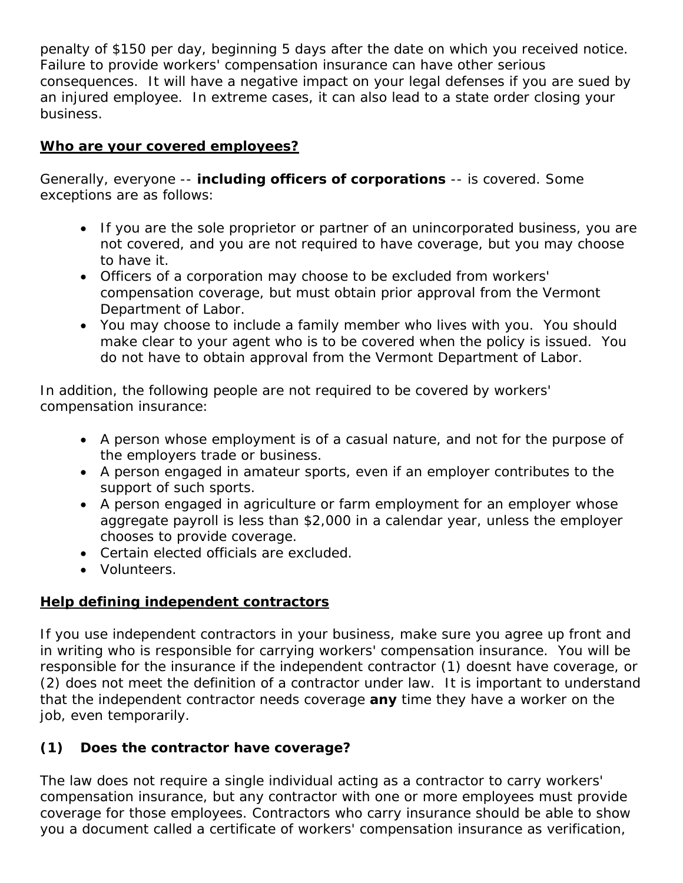penalty of $150 per day, beginning 5 days after the date on which you received notice. Failure to provide workers' compensation insurance can have other serious consequences. It will have a negative impact on your legal defenses if you are sued by an injured employee. In extreme cases, it can also lead to a state order closing your business.

## Who are your covered employees?

Generally, everyone -- **including officers of corporations** -- is covered. Some exceptions are as follows:

- If you are the sole proprietor or partner of an unincorporated business, you are not covered, and you are not required to have coverage, but you may choose to have it.
- Officers of a corporation may choose to be excluded from workers' compensation coverage, but must obtain prior approval from the Vermont Department of Labor.
- You may choose to include a family member who lives with you. You should make clear to your agent who is to be covered when the policy is issued. You do not have to obtain approval from the Vermont Department of Labor.

In addition, the following people are not required to be covered by workers' compensation insurance:

- A person whose employment is of a casual nature, and not for the purpose of the employers trade or business.
- A person engaged in amateur sports, even if an employer contributes to the support of such sports.
- A person engaged in agriculture or farm employment for an employer whose aggregate payroll is less than $2,000 in a calendar year, unless the employer chooses to provide coverage.
- Certain elected officials are excluded.
- Volunteers.

## Help defining independent contractors

If you use independent contractors in your business, make sure you agree up front and in writing who is responsible for carrying workers' compensation insurance. You will be responsible for the insurance if the independent contractor (1) doesnt have coverage, or (2) does not meet the definition of a contractor under law. It is important to understand that the independent contractor needs coverage **any** time they have a worker on the job, even temporarily.

### (1) Does the contractor have coverage?

The law does not require a single individual acting as a contractor to carry workers' compensation insurance, but any contractor with one or more employees must provide coverage for those employees. Contractors who carry insurance should be able to show you a document called a certificate of workers' compensation insurance as verification,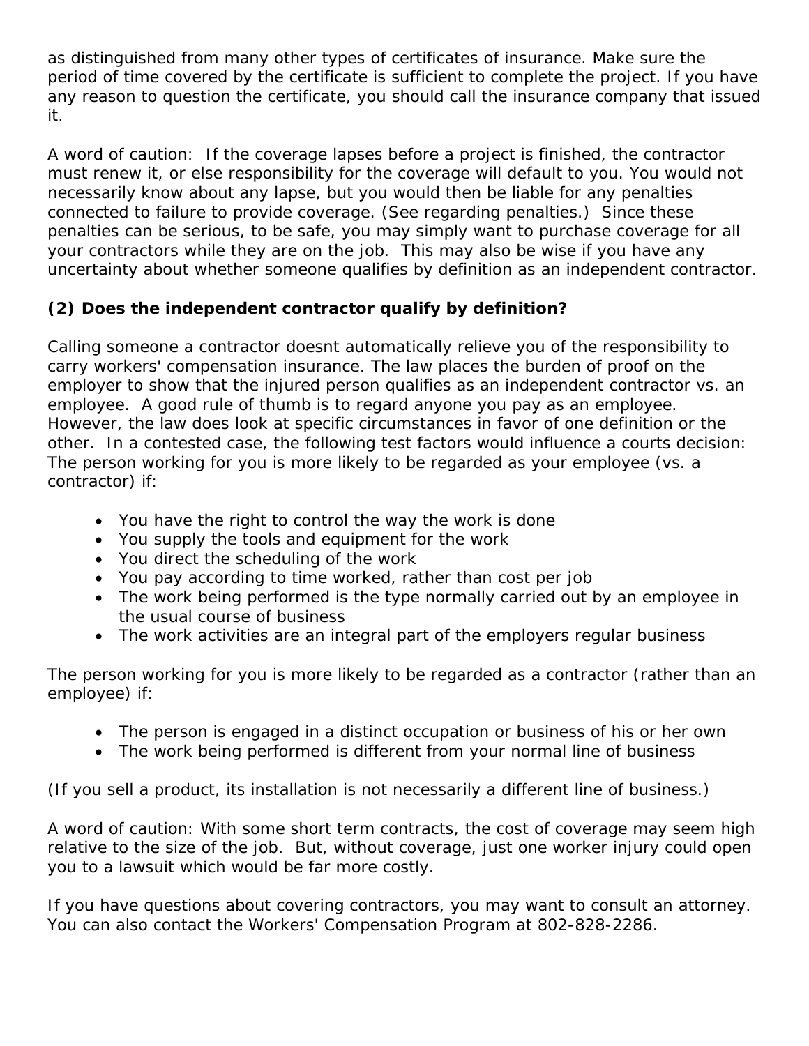as distinguished from many other types of certificates of insurance. Make sure the period of time covered by the certificate is sufficient to complete the project. If you have any reason to question the certificate, you should call the insurance company that issued it.

A word of caution: If the coverage lapses before a project is finished, the contractor must renew it, or else responsibility for the coverage will default to you. You would not necessarily know about any lapse, but you would then be liable for any penalties connected to failure to provide coverage. (See regarding penalties.) Since these penalties can be serious, to be safe, you may simply want to purchase coverage for all your contractors while they are on the job. This may also be wise if you have any uncertainty about whether someone qualifies by definition as an independent contractor.

**(2) Does the independent contractor qualify by definition?**

Calling someone a contractor doesnt automatically relieve you of the responsibility to carry workers' compensation insurance. The law places the burden of proof on the employer to show that the injured person qualifies as an independent contractor vs. an employee. A good rule of thumb is to regard anyone you pay as an employee. However, the law does look at specific circumstances in favor of one definition or the other. In a contested case, the following test factors would influence a courts decision: The person working for you is more likely to be regarded as your employee (vs. a contractor) if:

- You have the right to control the way the work is done
- You supply the tools and equipment for the work
- You direct the scheduling of the work
- You pay according to time worked, rather than cost per job
- The work being performed is the type normally carried out by an employee in the usual course of business
- The work activities are an integral part of the employers regular business

The person working for you is more likely to be regarded as a contractor (rather than an employee) if:

- The person is engaged in a distinct occupation or business of his or her own
- The work being performed is different from your normal line of business

(If you sell a product, its installation is not necessarily a different line of business.)

A word of caution: With some short term contracts, the cost of coverage may seem high relative to the size of the job. But, without coverage, just one worker injury could open you to a lawsuit which would be far more costly.

If you have questions about covering contractors, you may want to consult an attorney. You can also contact the Workers' Compensation Program at 802-828-2286.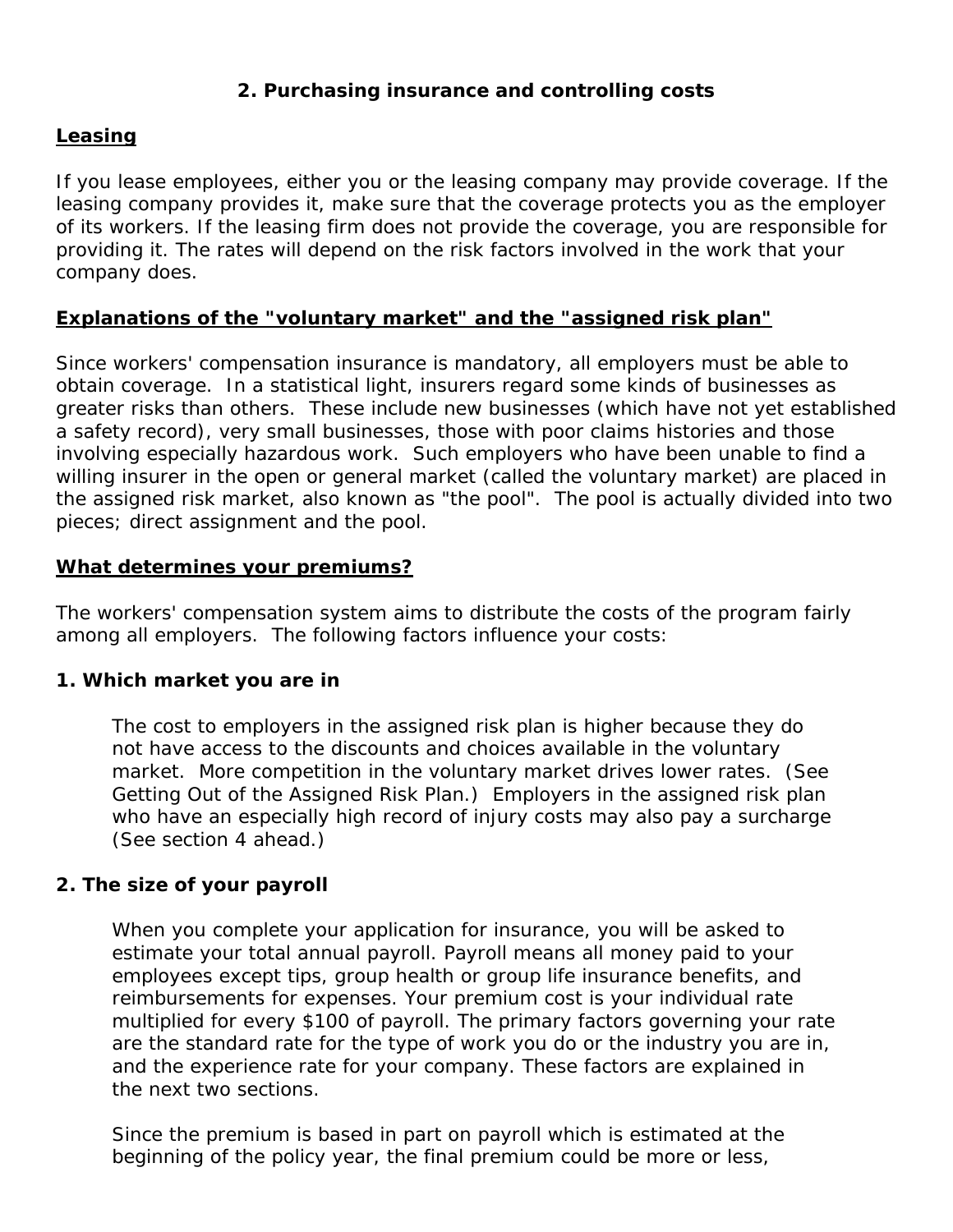## 2. Purchasing insurance and controlling costs

### Leasing

If you lease employees, either you or the leasing company may provide coverage. If the leasing company provides it, make sure that the coverage protects you as the employer of its workers. If the leasing firm does not provide the coverage, you are responsible for providing it. The rates will depend on the risk factors involved in the work that your company does.

### Explanations of the "voluntary market" and the "assigned risk plan"

Since workers' compensation insurance is mandatory, all employers must be able to obtain coverage. In a statistical light, insurers regard some kinds of businesses as greater risks than others. These include new businesses (which have not yet established a safety record), very small businesses, those with poor claims histories and those involving especially hazardous work. Such employers who have been unable to find a willing insurer in the open or general market (called the voluntary market) are placed in the assigned risk market, also known as "the pool". The pool is actually divided into two pieces; direct assignment and the pool.

### What determines your premiums?

The workers' compensation system aims to distribute the costs of the program fairly among all employers. The following factors influence your costs:

**1. Which market you are in**

The cost to employers in the assigned risk plan is higher because they do not have access to the discounts and choices available in the voluntary market. More competition in the voluntary market drives lower rates. (See Getting Out of the Assigned Risk Plan.) Employers in the assigned risk plan who have an especially high record of injury costs may also pay a surcharge (See section 4 ahead.)

**2. The size of your payroll**

When you complete your application for insurance, you will be asked to estimate your total annual payroll. Payroll means all money paid to your employees except tips, group health or group life insurance benefits, and reimbursements for expenses. Your premium cost is your individual rate multiplied for every $100 of payroll. The primary factors governing your rate are the standard rate for the type of work you do or the industry you are in, and the experience rate for your company. These factors are explained in the next two sections.

Since the premium is based in part on payroll which is estimated at the beginning of the policy year, the final premium could be more or less,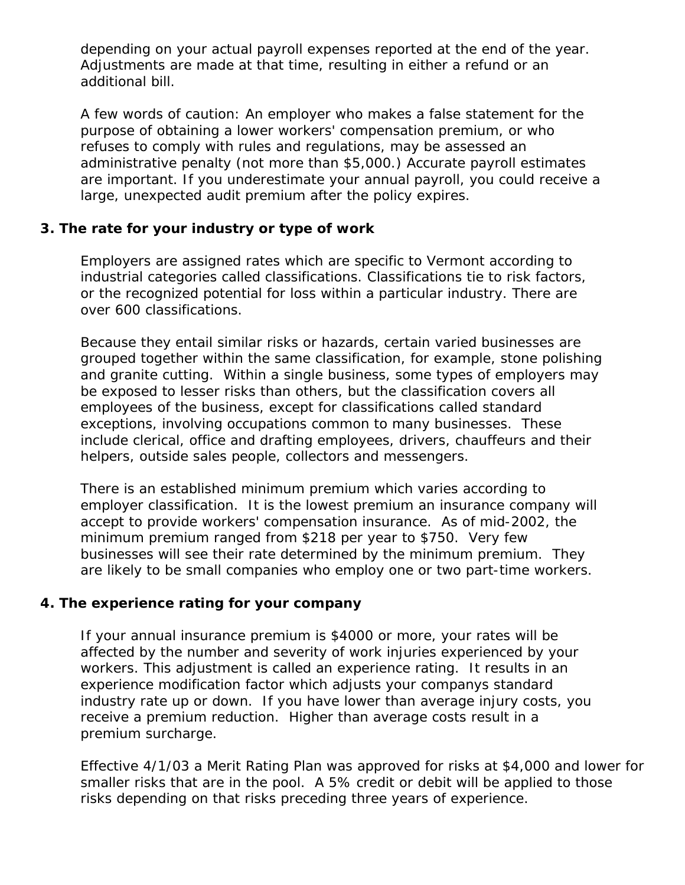depending on your actual payroll expenses reported at the end of the year. Adjustments are made at that time, resulting in either a refund or an additional bill.

A few words of caution: An employer who makes a false statement for the purpose of obtaining a lower workers' compensation premium, or who refuses to comply with rules and regulations, may be assessed an administrative penalty (not more than $5,000.) Accurate payroll estimates are important. If you underestimate your annual payroll, you could receive a large, unexpected audit premium after the policy expires.

**3. The rate for your industry or type of work**

Employers are assigned rates which are specific to Vermont according to industrial categories called classifications. Classifications tie to risk factors, or the recognized potential for loss within a particular industry. There are over 600 classifications.

Because they entail similar risks or hazards, certain varied businesses are grouped together within the same classification, for example, stone polishing and granite cutting. Within a single business, some types of employers may be exposed to lesser risks than others, but the classification covers all employees of the business, except for classifications called standard exceptions, involving occupations common to many businesses. These include clerical, office and drafting employees, drivers, chauffeurs and their helpers, outside sales people, collectors and messengers.

There is an established minimum premium which varies according to employer classification. It is the lowest premium an insurance company will accept to provide workers' compensation insurance. As of mid-2002, the minimum premium ranged from $218 per year to $750. Very few businesses will see their rate determined by the minimum premium. They are likely to be small companies who employ one or two part-time workers.

**4. The experience rating for your company**

If your annual insurance premium is $4000 or more, your rates will be affected by the number and severity of work injuries experienced by your workers. This adjustment is called an experience rating. It results in an experience modification factor which adjusts your companys standard industry rate up or down. If you have lower than average injury costs, you receive a premium reduction. Higher than average costs result in a premium surcharge.

Effective 4/1/03 a Merit Rating Plan was approved for risks at $4,000 and lower for smaller risks that are in the pool. A 5% credit or debit will be applied to those risks depending on that risks preceding three years of experience.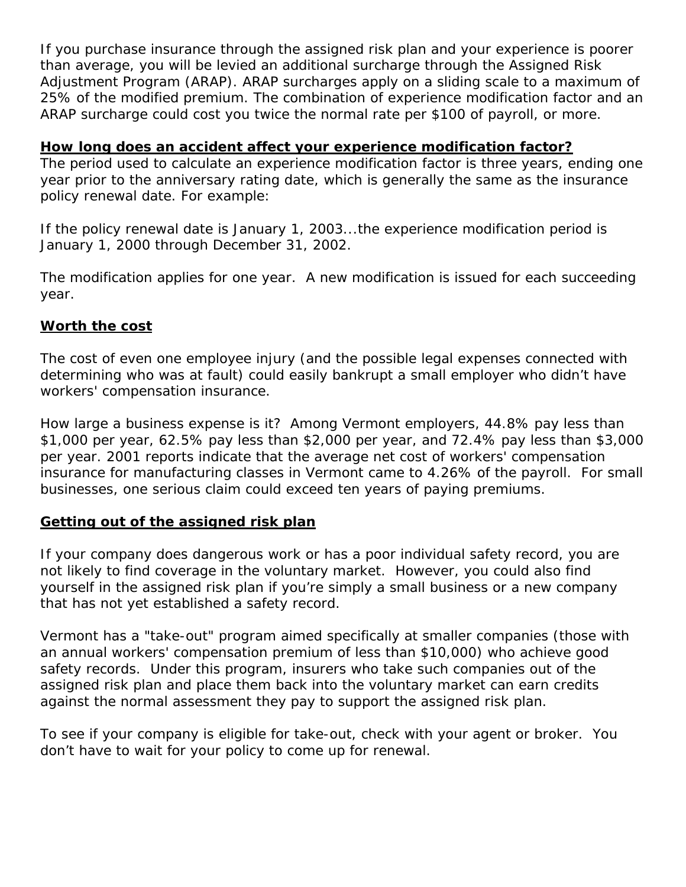If you purchase insurance through the assigned risk plan and your experience is poorer than average, you will be levied an additional surcharge through the Assigned Risk Adjustment Program (ARAP). ARAP surcharges apply on a sliding scale to a maximum of 25% of the modified premium. The combination of experience modification factor and an ARAP surcharge could cost you twice the normal rate per $100 of payroll, or more.

## How long does an accident affect your experience modification factor?

The period used to calculate an experience modification factor is three years, ending one year prior to the anniversary rating date, which is generally the same as the insurance policy renewal date. For example:

If the policy renewal date is January 1, 2003...the experience modification period is January 1, 2000 through December 31, 2002.

The modification applies for one year. A new modification is issued for each succeeding year.

## Worth the cost

The cost of even one employee injury (and the possible legal expenses connected with determining who was at fault) could easily bankrupt a small employer who didn't have workers' compensation insurance.

How large a business expense is it? Among Vermont employers, 44.8% pay less than $1,000 per year, 62.5% pay less than $2,000 per year, and 72.4% pay less than $3,000 per year. 2001 reports indicate that the average net cost of workers' compensation insurance for manufacturing classes in Vermont came to 4.26% of the payroll. For small businesses, one serious claim could exceed ten years of paying premiums.

## Getting out of the assigned risk plan

If your company does dangerous work or has a poor individual safety record, you are not likely to find coverage in the voluntary market. However, you could also find yourself in the assigned risk plan if you're simply a small business or a new company that has not yet established a safety record.

Vermont has a "take-out" program aimed specifically at smaller companies (those with an annual workers' compensation premium of less than $10,000) who achieve good safety records. Under this program, insurers who take such companies out of the assigned risk plan and place them back into the voluntary market can earn credits against the normal assessment they pay to support the assigned risk plan.

To see if your company is eligible for take-out, check with your agent or broker. You don't have to wait for your policy to come up for renewal.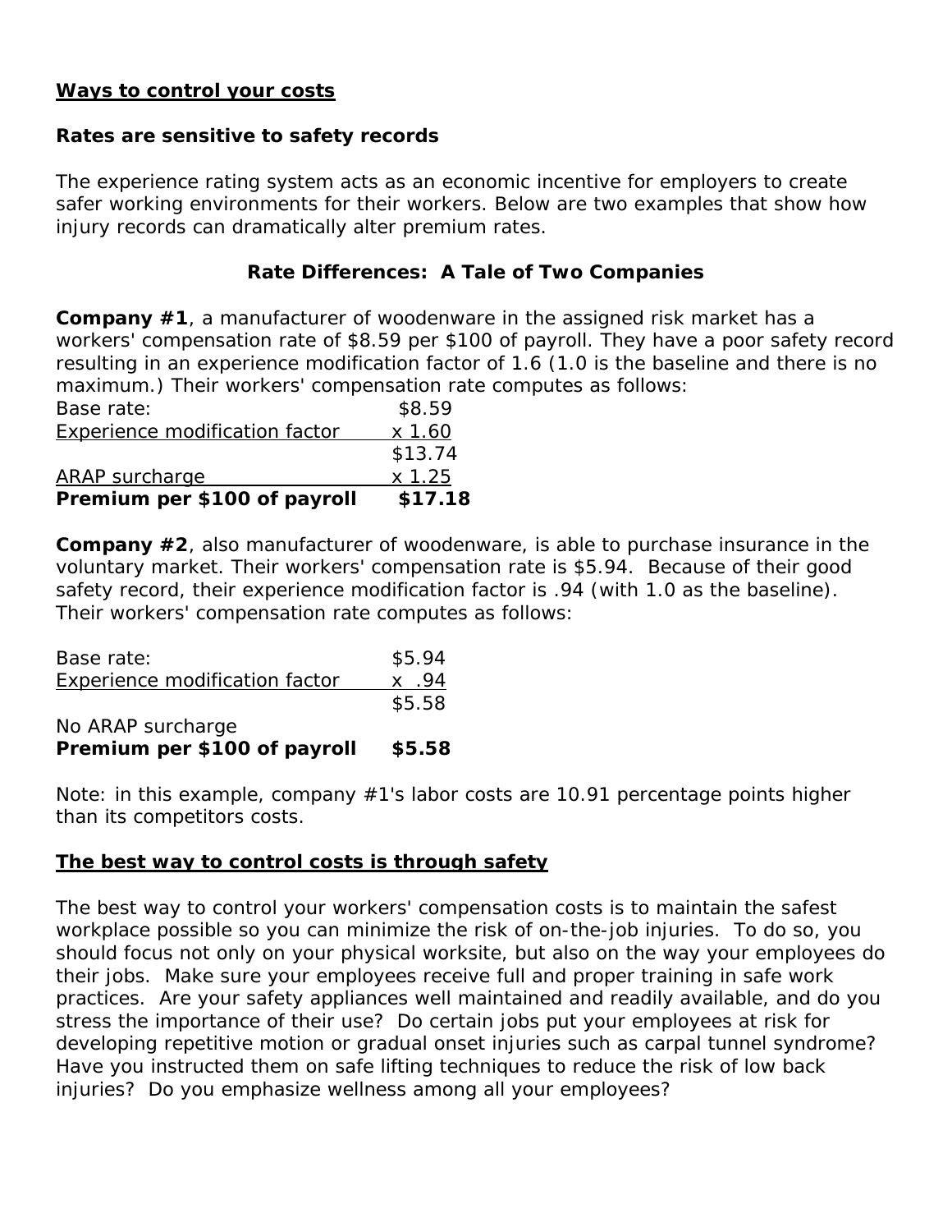**Ways to control your costs**

**Rates are sensitive to safety records**

The experience rating system acts as an economic incentive for employers to create safer working environments for their workers. Below are two examples that show how injury records can dramatically alter premium rates.

**Rate Differences: A Tale of Two Companies**

**Company #1**, a manufacturer of woodenware in the assigned risk market has a workers' compensation rate of $8.59 per $100 of payroll. They have a poor safety record resulting in an experience modification factor of 1.6 (1.0 is the baseline and there is no maximum.) Their workers' compensation rate computes as follows:

| | |
|---|---|
| Base rate: | $8.59 |
| Experience modification factor | x 1.60 |
| | $13.74 |
| ARAP surcharge | x 1.25 |
| **Premium per $100 of payroll** | **$17.18** |

**Company #2**, also manufacturer of woodenware, is able to purchase insurance in the voluntary market. Their workers' compensation rate is $5.94. Because of their good safety record, their experience modification factor is .94 (with 1.0 as the baseline). Their workers' compensation rate computes as follows:

| | |
|---|---|
| Base rate: | $5.94 |
| Experience modification factor | x .94 |
| | $5.58 |
| No ARAP surcharge | |
| **Premium per $100 of payroll** | **$5.58** |

Note: in this example, company #1's labor costs are 10.91 percentage points higher than its competitors costs.

**The best way to control costs is through safety**

The best way to control your workers' compensation costs is to maintain the safest workplace possible so you can minimize the risk of on-the-job injuries. To do so, you should focus not only on your physical worksite, but also on the way your employees do their jobs. Make sure your employees receive full and proper training in safe work practices. Are your safety appliances well maintained and readily available, and do you stress the importance of their use? Do certain jobs put your employees at risk for developing repetitive motion or gradual onset injuries such as carpal tunnel syndrome? Have you instructed them on safe lifting techniques to reduce the risk of low back injuries? Do you emphasize wellness among all your employees?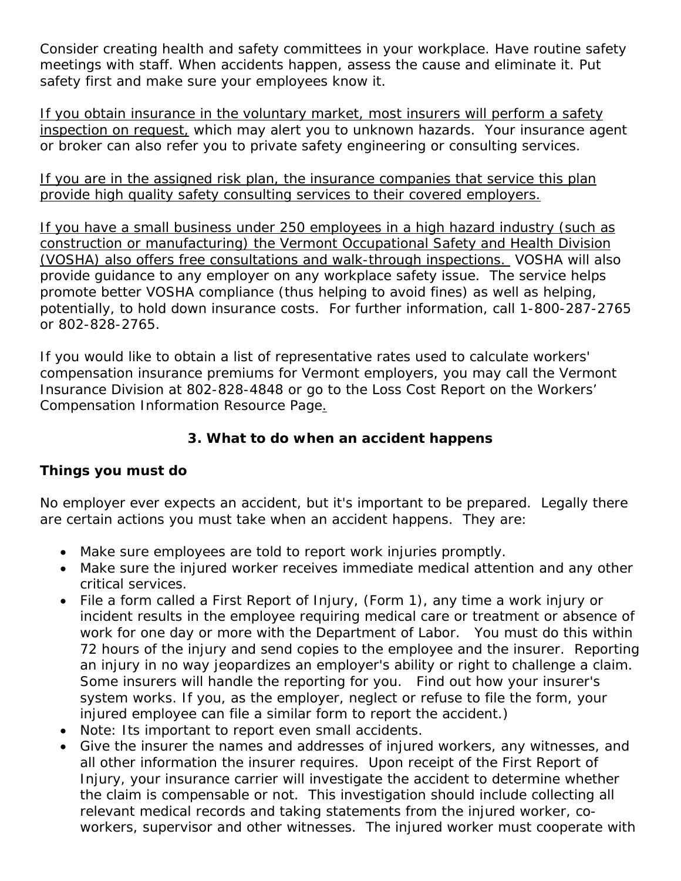Consider creating health and safety committees in your workplace. Have routine safety meetings with staff. When accidents happen, assess the cause and eliminate it. Put safety first and make sure your employees know it.

<u>If you obtain insurance in the voluntary market, most insurers will perform a safety inspection on request,</u> which may alert you to unknown hazards. Your insurance agent or broker can also refer you to private safety engineering or consulting services.

<u>If you are in the assigned risk plan, the insurance companies that service this plan provide high quality safety consulting services to their covered employers.</u>

<u>If you have a small business under 250 employees in a high hazard industry (such as construction or manufacturing) the Vermont Occupational Safety and Health Division (VOSHA) also offers free consultations and walk-through inspections.</u> VOSHA will also provide guidance to any employer on any workplace safety issue. The service helps promote better VOSHA compliance (thus helping to avoid fines) as well as helping, potentially, to hold down insurance costs. For further information, call 1-800-287-2765 or 802-828-2765.

If you would like to obtain a list of representative rates used to calculate workers' compensation insurance premiums for Vermont employers, you may call the Vermont Insurance Division at 802-828-4848 or go to the Loss Cost Report on the Workers' Compensation Information Resource Page.

## 3. What to do when an accident happens

### Things you must do

No employer ever expects an accident, but it's important to be prepared. Legally there are certain actions you must take when an accident happens. They are:

- Make sure employees are told to report work injuries promptly.
- Make sure the injured worker receives immediate medical attention and any other critical services.
- File a form called a First Report of Injury, (Form 1), any time a work injury or incident results in the employee requiring medical care or treatment or absence of work for one day or more with the Department of Labor. You must do this within 72 hours of the injury and send copies to the employee and the insurer. Reporting an injury in no way jeopardizes an employer's ability or right to challenge a claim. Some insurers will handle the reporting for you. Find out how your insurer's system works. If you, as the employer, neglect or refuse to file the form, your injured employee can file a similar form to report the accident.)
- Note: Its important to report even small accidents.
- Give the insurer the names and addresses of injured workers, any witnesses, and all other information the insurer requires. Upon receipt of the First Report of Injury, your insurance carrier will investigate the accident to determine whether the claim is compensable or not. This investigation should include collecting all relevant medical records and taking statements from the injured worker, co-workers, supervisor and other witnesses. The injured worker must cooperate with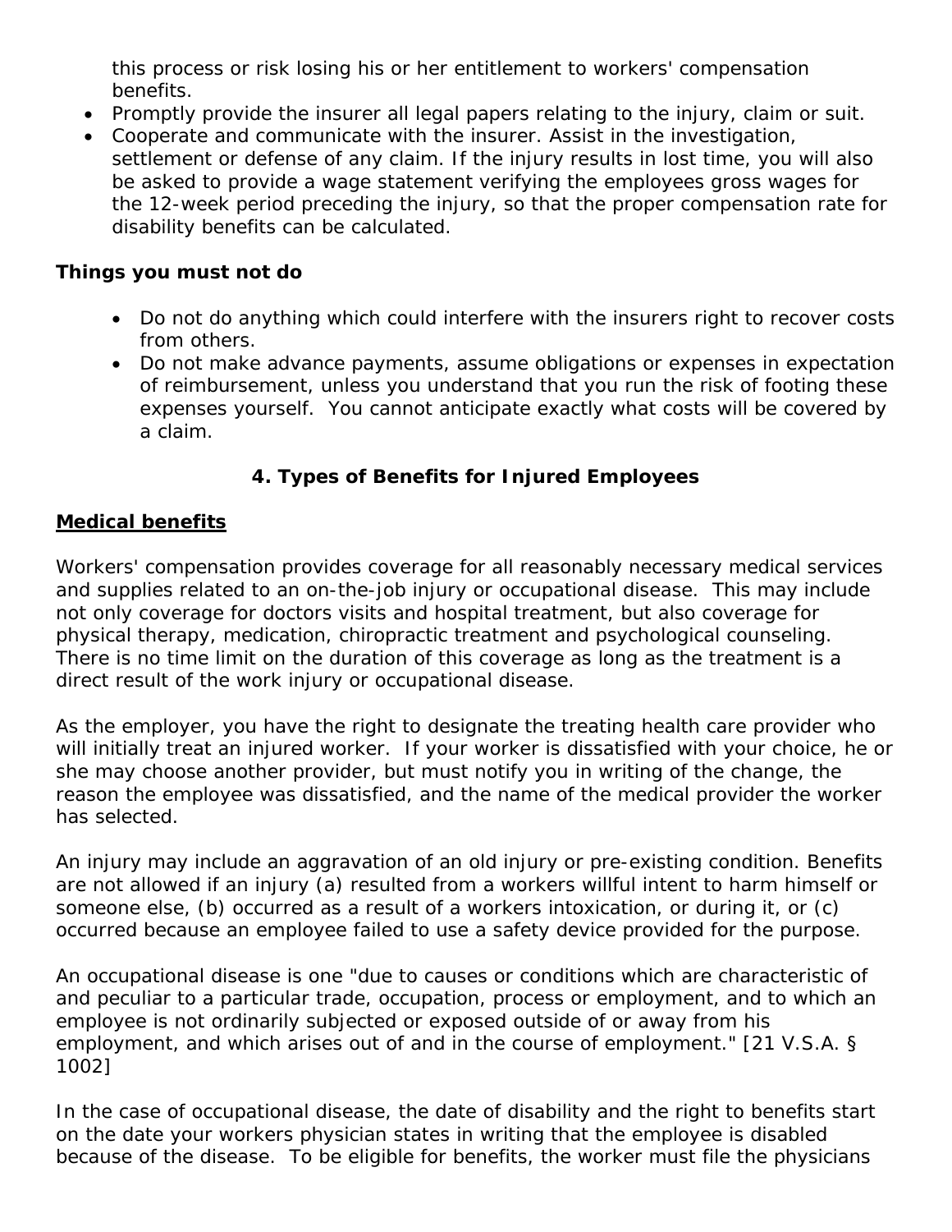this process or risk losing his or her entitlement to workers' compensation benefits.

- Promptly provide the insurer all legal papers relating to the injury, claim or suit.
- Cooperate and communicate with the insurer. Assist in the investigation, settlement or defense of any claim. If the injury results in lost time, you will also be asked to provide a wage statement verifying the employees gross wages for the 12-week period preceding the injury, so that the proper compensation rate for disability benefits can be calculated.

**Things you must not do**

- Do not do anything which could interfere with the insurers right to recover costs from others.
- Do not make advance payments, assume obligations or expenses in expectation of reimbursement, unless you understand that you run the risk of footing these expenses yourself. You cannot anticipate exactly what costs will be covered by a claim.

## 4. Types of Benefits for Injured Employees

**Medical benefits**

Workers' compensation provides coverage for all reasonably necessary medical services and supplies related to an on-the-job injury or occupational disease. This may include not only coverage for doctors visits and hospital treatment, but also coverage for physical therapy, medication, chiropractic treatment and psychological counseling. There is no time limit on the duration of this coverage as long as the treatment is a direct result of the work injury or occupational disease.

As the employer, you have the right to designate the treating health care provider who will initially treat an injured worker. If your worker is dissatisfied with your choice, he or she may choose another provider, but must notify you in writing of the change, the reason the employee was dissatisfied, and the name of the medical provider the worker has selected.

An injury may include an aggravation of an old injury or pre-existing condition. Benefits are not allowed if an injury (a) resulted from a workers willful intent to harm himself or someone else, (b) occurred as a result of a workers intoxication, or during it, or (c) occurred because an employee failed to use a safety device provided for the purpose.

An occupational disease is one "due to causes or conditions which are characteristic of and peculiar to a particular trade, occupation, process or employment, and to which an employee is not ordinarily subjected or exposed outside of or away from his employment, and which arises out of and in the course of employment." [21 V.S.A. § 1002]

In the case of occupational disease, the date of disability and the right to benefits start on the date your workers physician states in writing that the employee is disabled because of the disease. To be eligible for benefits, the worker must file the physicians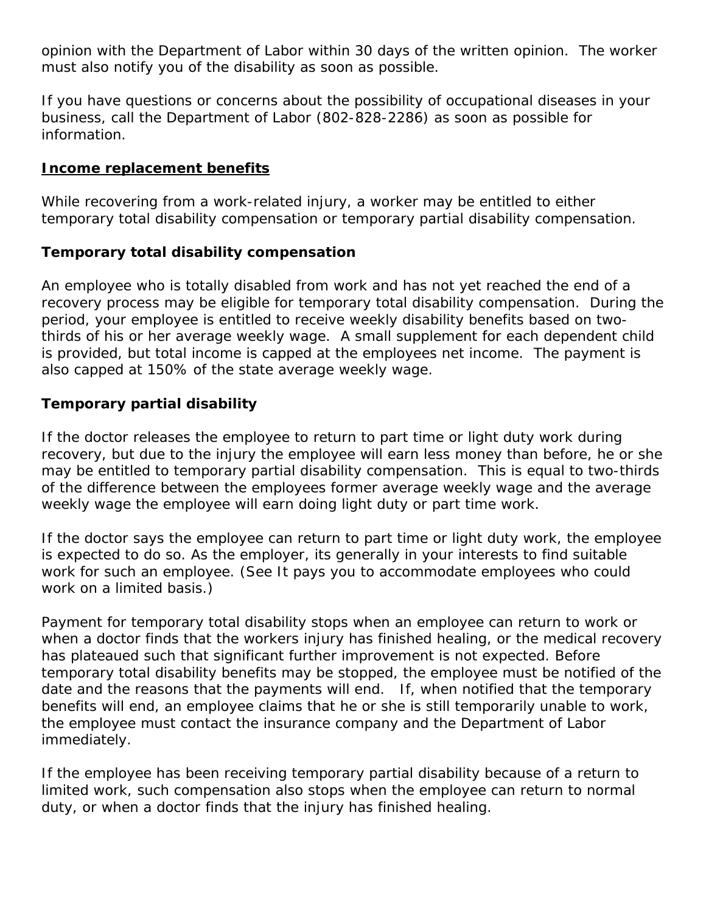opinion with the Department of Labor within 30 days of the written opinion. The worker must also notify you of the disability as soon as possible.

If you have questions or concerns about the possibility of occupational diseases in your business, call the Department of Labor (802-828-2286) as soon as possible for information.

## **Income replacement benefits**

While recovering from a work-related injury, a worker may be entitled to either temporary total disability compensation or temporary partial disability compensation.

### Temporary total disability compensation

An employee who is totally disabled from work and has not yet reached the end of a recovery process may be eligible for temporary total disability compensation. During the period, your employee is entitled to receive weekly disability benefits based on two-thirds of his or her average weekly wage. A small supplement for each dependent child is provided, but total income is capped at the employees net income. The payment is also capped at 150% of the state average weekly wage.

### Temporary partial disability

If the doctor releases the employee to return to part time or light duty work during recovery, but due to the injury the employee will earn less money than before, he or she may be entitled to temporary partial disability compensation. This is equal to two-thirds of the difference between the employees former average weekly wage and the average weekly wage the employee will earn doing light duty or part time work.

If the doctor says the employee can return to part time or light duty work, the employee is expected to do so. As the employer, its generally in your interests to find suitable work for such an employee. (See It pays you to accommodate employees who could work on a limited basis.)

Payment for temporary total disability stops when an employee can return to work or when a doctor finds that the workers injury has finished healing, or the medical recovery has plateaued such that significant further improvement is not expected. Before temporary total disability benefits may be stopped, the employee must be notified of the date and the reasons that the payments will end. If, when notified that the temporary benefits will end, an employee claims that he or she is still temporarily unable to work, the employee must contact the insurance company and the Department of Labor immediately.

If the employee has been receiving temporary partial disability because of a return to limited work, such compensation also stops when the employee can return to normal duty, or when a doctor finds that the injury has finished healing.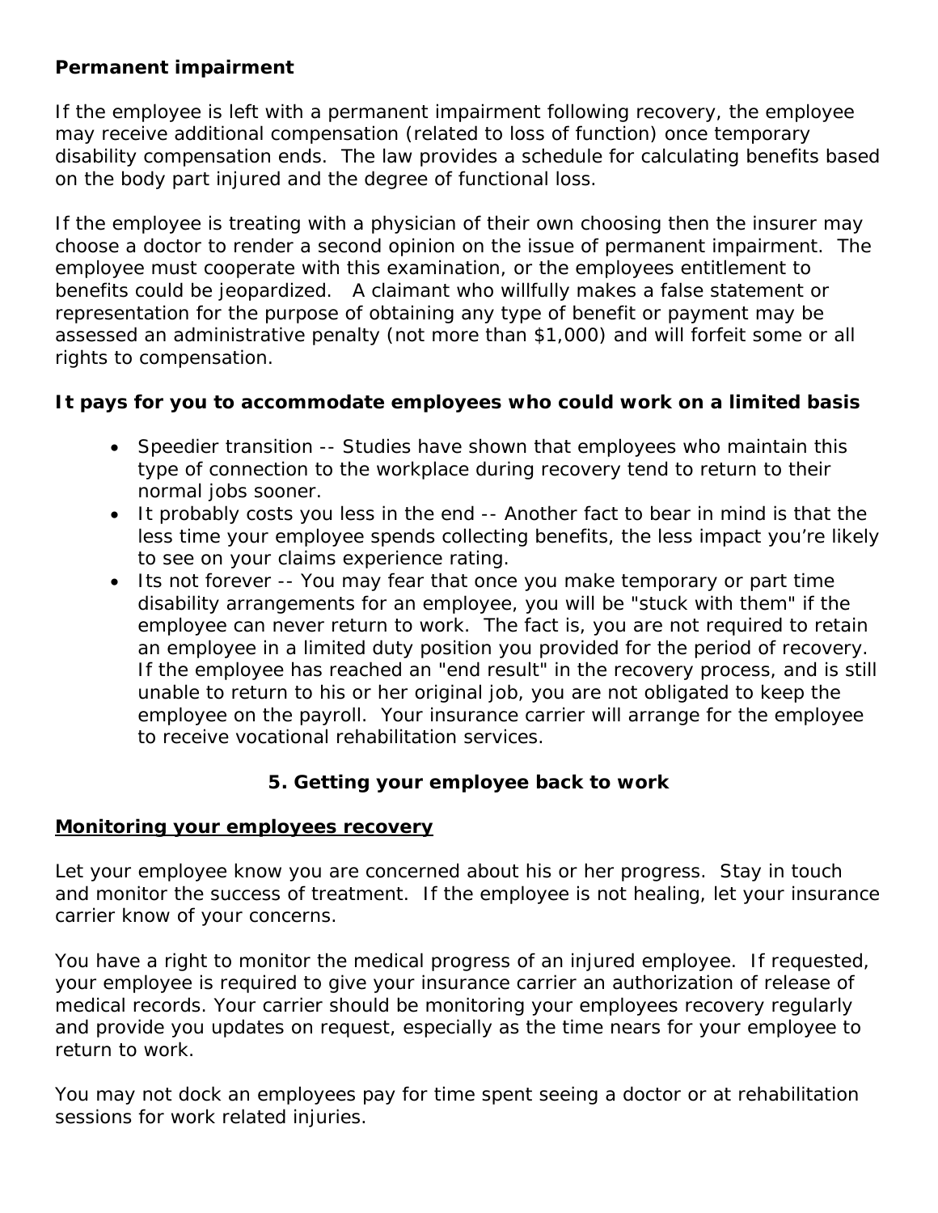**Permanent impairment**

If the employee is left with a permanent impairment following recovery, the employee may receive additional compensation (related to loss of function) once temporary disability compensation ends. The law provides a schedule for calculating benefits based on the body part injured and the degree of functional loss.

If the employee is treating with a physician of their own choosing then the insurer may choose a doctor to render a second opinion on the issue of permanent impairment. The employee must cooperate with this examination, or the employees entitlement to benefits could be jeopardized. A claimant who willfully makes a false statement or representation for the purpose of obtaining any type of benefit or payment may be assessed an administrative penalty (not more than $1,000) and will forfeit some or all rights to compensation.

**It pays for you to accommodate employees who could work on a limited basis**

- Speedier transition -- Studies have shown that employees who maintain this type of connection to the workplace during recovery tend to return to their normal jobs sooner.
- It probably costs you less in the end -- Another fact to bear in mind is that the less time your employee spends collecting benefits, the less impact you're likely to see on your claims experience rating.
- Its not forever -- You may fear that once you make temporary or part time disability arrangements for an employee, you will be "stuck with them" if the employee can never return to work. The fact is, you are not required to retain an employee in a limited duty position you provided for the period of recovery. If the employee has reached an "end result" in the recovery process, and is still unable to return to his or her original job, you are not obligated to keep the employee on the payroll. Your insurance carrier will arrange for the employee to receive vocational rehabilitation services.

## 5. Getting your employee back to work

**<u>Monitoring your employees recovery</u>**

Let your employee know you are concerned about his or her progress. Stay in touch and monitor the success of treatment. If the employee is not healing, let your insurance carrier know of your concerns.

You have a right to monitor the medical progress of an injured employee. If requested, your employee is required to give your insurance carrier an authorization of release of medical records. Your carrier should be monitoring your employees recovery regularly and provide you updates on request, especially as the time nears for your employee to return to work.

You may not dock an employees pay for time spent seeing a doctor or at rehabilitation sessions for work related injuries.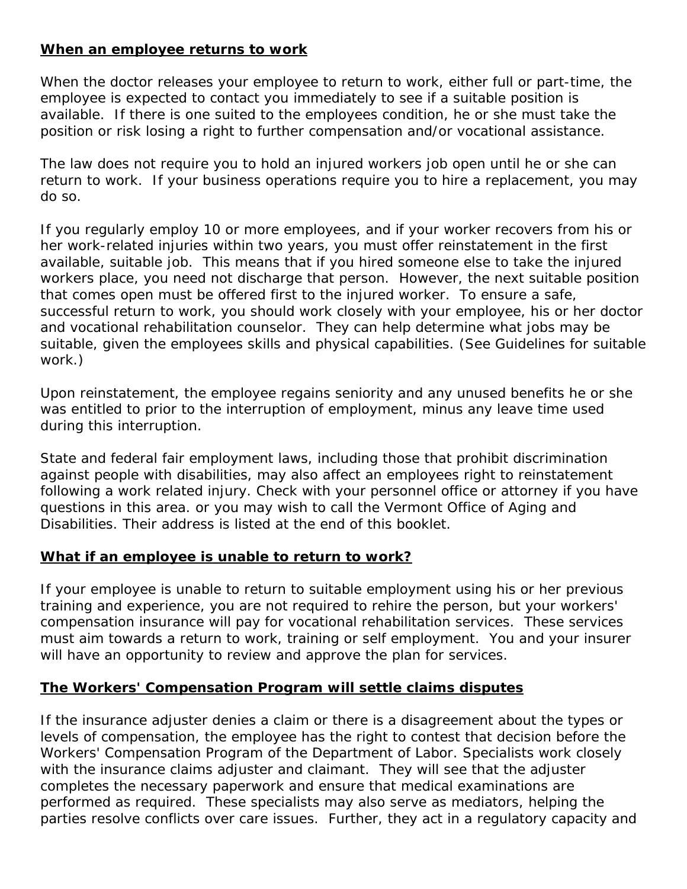## When an employee returns to work

When the doctor releases your employee to return to work, either full or part-time, the employee is expected to contact you immediately to see if a suitable position is available. If there is one suited to the employees condition, he or she must take the position or risk losing a right to further compensation and/or vocational assistance.

The law does not require you to hold an injured workers job open until he or she can return to work. If your business operations require you to hire a replacement, you may do so.

If you regularly employ 10 or more employees, and if your worker recovers from his or her work-related injuries within two years, you must offer reinstatement in the first available, suitable job. This means that if you hired someone else to take the injured workers place, you need not discharge that person. However, the next suitable position that comes open must be offered first to the injured worker. To ensure a safe, successful return to work, you should work closely with your employee, his or her doctor and vocational rehabilitation counselor. They can help determine what jobs may be suitable, given the employees skills and physical capabilities. (See Guidelines for suitable work.)

Upon reinstatement, the employee regains seniority and any unused benefits he or she was entitled to prior to the interruption of employment, minus any leave time used during this interruption.

State and federal fair employment laws, including those that prohibit discrimination against people with disabilities, may also affect an employees right to reinstatement following a work related injury. Check with your personnel office or attorney if you have questions in this area. or you may wish to call the Vermont Office of Aging and Disabilities. Their address is listed at the end of this booklet.

## What if an employee is unable to return to work?

If your employee is unable to return to suitable employment using his or her previous training and experience, you are not required to rehire the person, but your workers' compensation insurance will pay for vocational rehabilitation services. These services must aim towards a return to work, training or self employment. You and your insurer will have an opportunity to review and approve the plan for services.

## The Workers' Compensation Program will settle claims disputes

If the insurance adjuster denies a claim or there is a disagreement about the types or levels of compensation, the employee has the right to contest that decision before the Workers' Compensation Program of the Department of Labor. Specialists work closely with the insurance claims adjuster and claimant. They will see that the adjuster completes the necessary paperwork and ensure that medical examinations are performed as required. These specialists may also serve as mediators, helping the parties resolve conflicts over care issues. Further, they act in a regulatory capacity and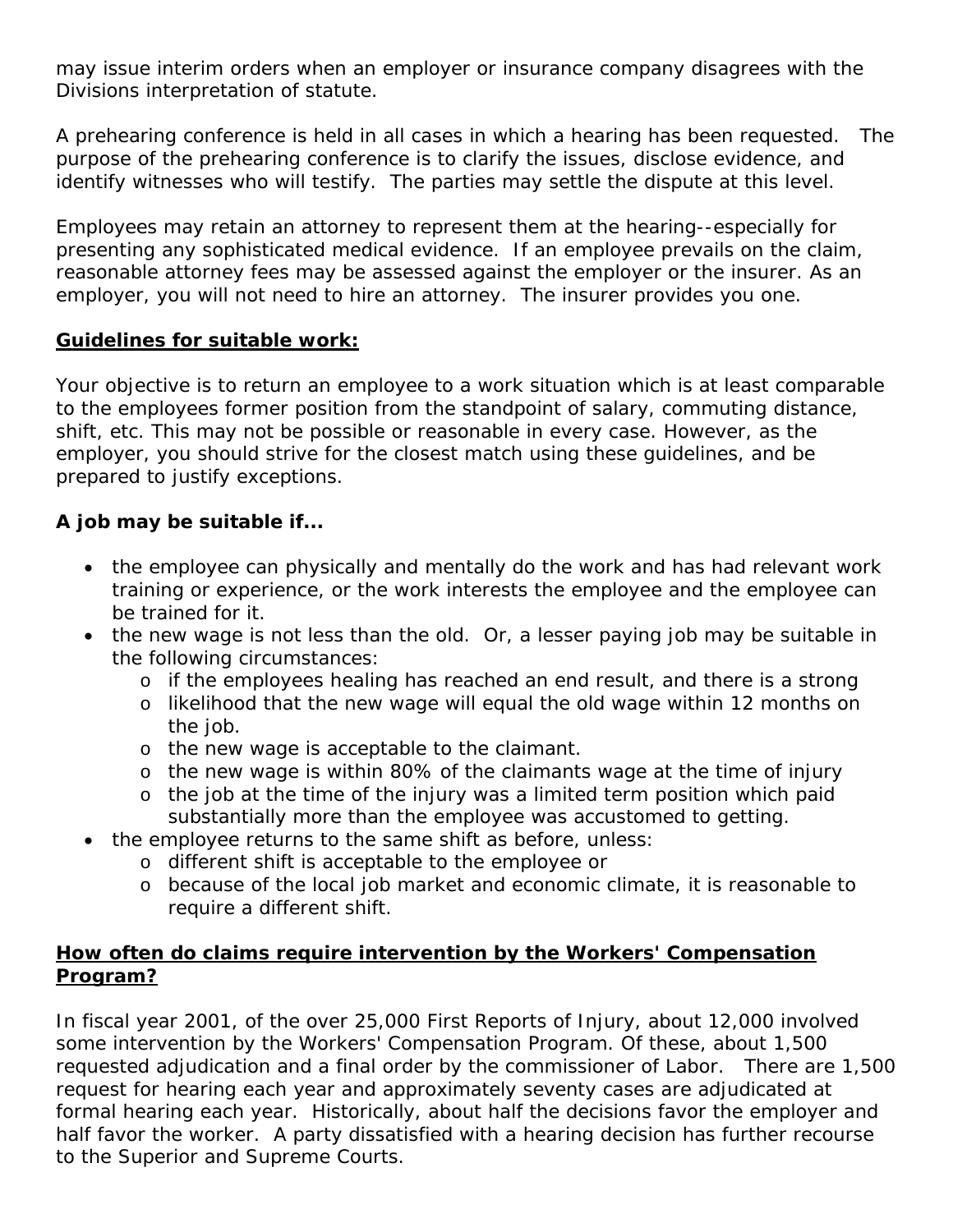may issue interim orders when an employer or insurance company disagrees with the Divisions interpretation of statute.

A prehearing conference is held in all cases in which a hearing has been requested. The purpose of the prehearing conference is to clarify the issues, disclose evidence, and identify witnesses who will testify. The parties may settle the dispute at this level.

Employees may retain an attorney to represent them at the hearing--especially for presenting any sophisticated medical evidence. If an employee prevails on the claim, reasonable attorney fees may be assessed against the employer or the insurer. As an employer, you will not need to hire an attorney. The insurer provides you one.

## Guidelines for suitable work:

Your objective is to return an employee to a work situation which is at least comparable to the employees former position from the standpoint of salary, commuting distance, shift, etc. This may not be possible or reasonable in every case. However, as the employer, you should strive for the closest match using these guidelines, and be prepared to justify exceptions.

**A job may be suitable if...**

- the employee can physically and mentally do the work and has had relevant work training or experience, or the work interests the employee and the employee can be trained for it.
- the new wage is not less than the old. Or, a lesser paying job may be suitable in the following circumstances:
  - if the employees healing has reached an end result, and there is a strong
  - likelihood that the new wage will equal the old wage within 12 months on the job.
  - the new wage is acceptable to the claimant.
  - the new wage is within 80% of the claimants wage at the time of injury
  - the job at the time of the injury was a limited term position which paid substantially more than the employee was accustomed to getting.
- the employee returns to the same shift as before, unless:
  - different shift is acceptable to the employee or
  - because of the local job market and economic climate, it is reasonable to require a different shift.

## How often do claims require intervention by the Workers' Compensation Program?

In fiscal year 2001, of the over 25,000 First Reports of Injury, about 12,000 involved some intervention by the Workers' Compensation Program. Of these, about 1,500 requested adjudication and a final order by the commissioner of Labor. There are 1,500 request for hearing each year and approximately seventy cases are adjudicated at formal hearing each year. Historically, about half the decisions favor the employer and half favor the worker. A party dissatisfied with a hearing decision has further recourse to the Superior and Supreme Courts.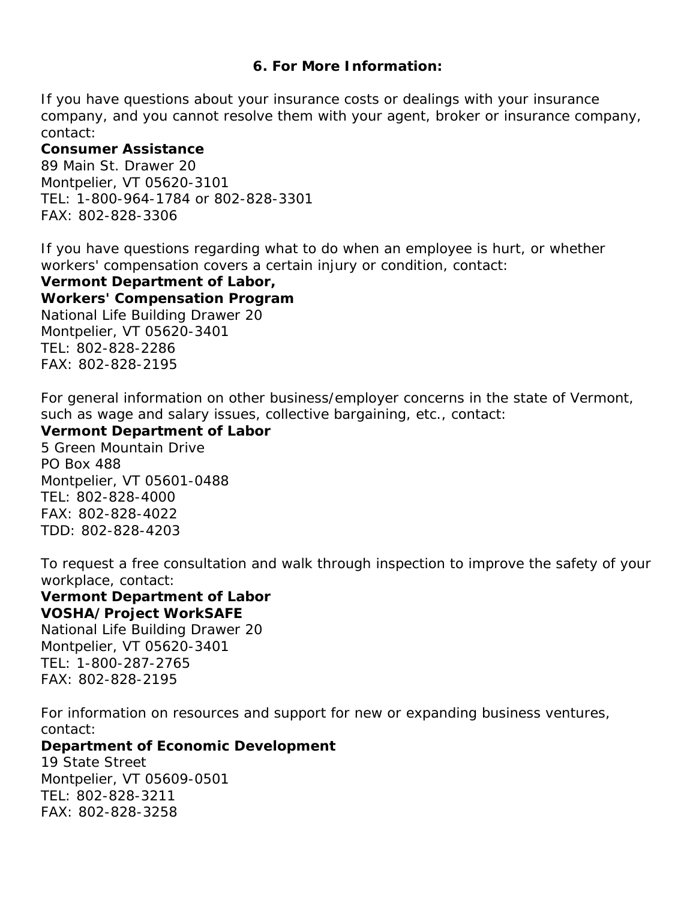## 6. For More Information:

If you have questions about your insurance costs or dealings with your insurance company, and you cannot resolve them with your agent, broker or insurance company, contact:

**Consumer Assistance**
89 Main St. Drawer 20
Montpelier, VT 05620-3101
TEL: 1-800-964-1784 or 802-828-3301
FAX: 802-828-3306

If you have questions regarding what to do when an employee is hurt, or whether workers' compensation covers a certain injury or condition, contact:

**Vermont Department of Labor,**
**Workers' Compensation Program**
National Life Building Drawer 20
Montpelier, VT 05620-3401
TEL: 802-828-2286
FAX: 802-828-2195

For general information on other business/employer concerns in the state of Vermont, such as wage and salary issues, collective bargaining, etc., contact:

**Vermont Department of Labor**
5 Green Mountain Drive
PO Box 488
Montpelier, VT 05601-0488
TEL: 802-828-4000
FAX: 802-828-4022
TDD: 802-828-4203

To request a free consultation and walk through inspection to improve the safety of your workplace, contact:

**Vermont Department of Labor**
**VOSHA/Project WorkSAFE**
National Life Building Drawer 20
Montpelier, VT 05620-3401
TEL: 1-800-287-2765
FAX: 802-828-2195

For information on resources and support for new or expanding business ventures, contact:

**Department of Economic Development**
19 State Street
Montpelier, VT 05609-0501
TEL: 802-828-3211
FAX: 802-828-3258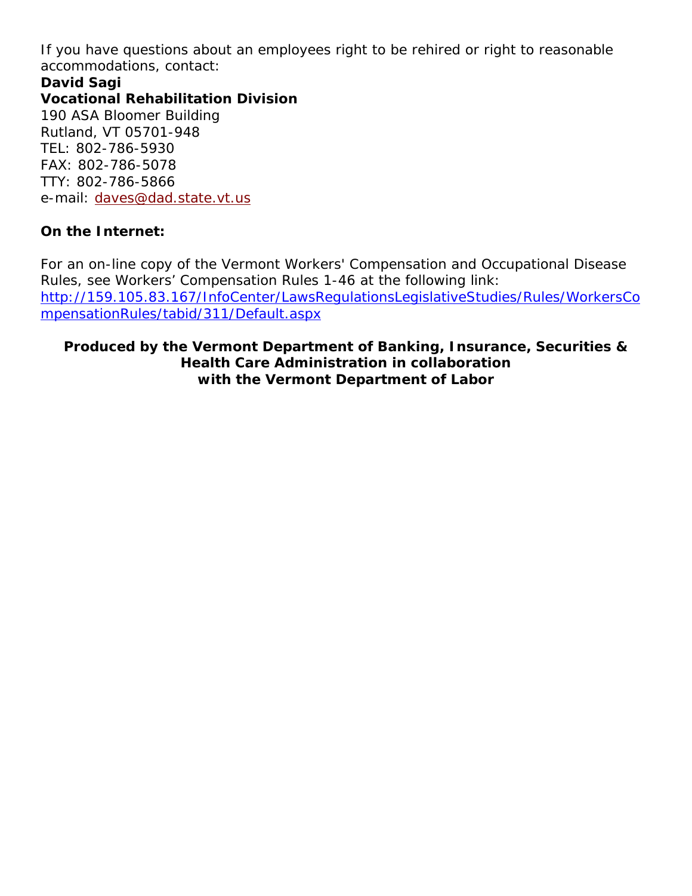If you have questions about an employees right to be rehired or right to reasonable accommodations, contact:

**David Sagi**
**Vocational Rehabilitation Division**
190 ASA Bloomer Building
Rutland, VT 05701-948
TEL: 802-786-5930
FAX: 802-786-5078
TTY: 802-786-5866
e-mail: [daves@dad.state.vt.us](mailto:daves@dad.state.vt.us)

**On the Internet:**

For an on-line copy of the Vermont Workers' Compensation and Occupational Disease Rules, see Workers' Compensation Rules 1-46 at the following link:
[http://159.105.83.167/InfoCenter/LawsRegulationsLegislativeStudies/Rules/WorkersCompensationRules/tabid/311/Default.aspx](http://159.105.83.167/InfoCenter/LawsRegulationsLegislativeStudies/Rules/WorkersCompensationRules/tabid/311/Default.aspx)

**Produced by the Vermont Department of Banking, Insurance, Securities & Health Care Administration in collaboration with the Vermont Department of Labor**